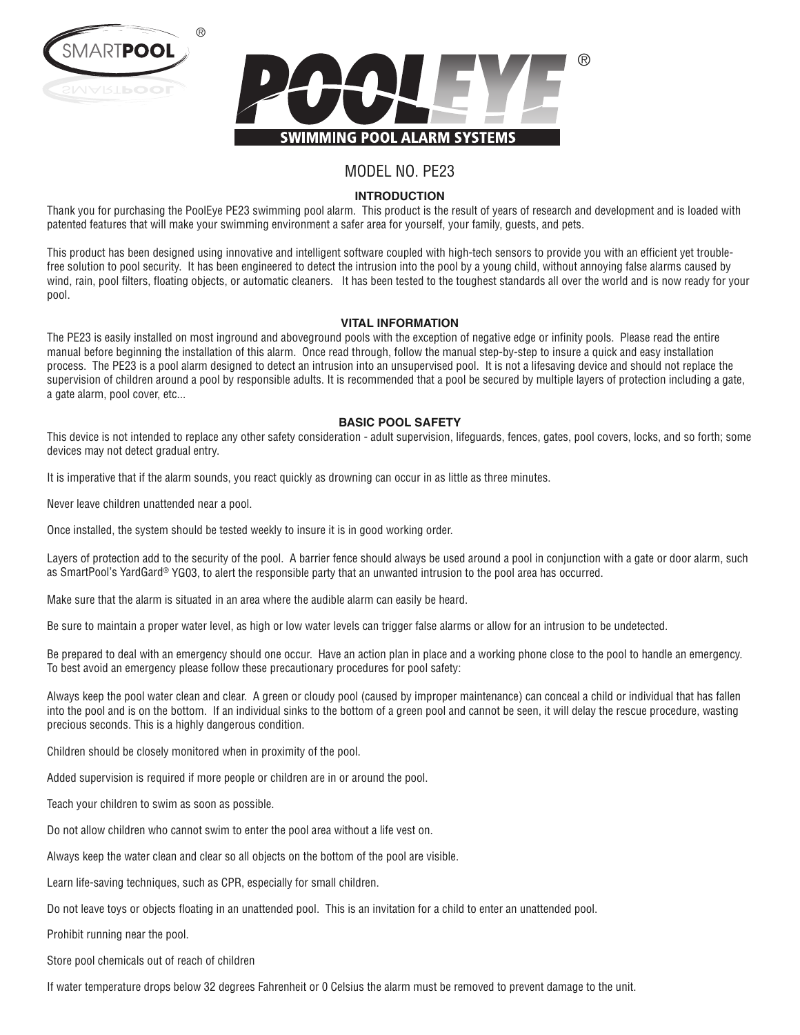SMARTPOOL®

# POOLEYE®

SWIMMING POOL ALARM SYSTEMS

## MODEL NO. PE23

### INTRODUCTION

Thank you for purchasing the PoolEye PE23 swimming pool alarm. This product is the result of years of research and development and is loaded with patented features that will make your swimming environment a safer area for yourself, your family, guests, and pets.

This product has been designed using innovative and intelligent software coupled with high-tech sensors to provide you with an efficient yet trouble-free solution to pool security. It has been engineered to detect the intrusion into the pool by a young child, without annoying false alarms caused by wind, rain, pool filters, floating objects, or automatic cleaners. It has been tested to the toughest standards all over the world and is now ready for your pool.

### VITAL INFORMATION

The PE23 is easily installed on most inground and aboveground pools with the exception of negative edge or infinity pools. Please read the entire manual before beginning the installation of this alarm. Once read through, follow the manual step-by-step to insure a quick and easy installation process. The PE23 is a pool alarm designed to detect an intrusion into an unsupervised pool. It is not a lifesaving device and should not replace the supervision of children around a pool by responsible adults. It is recommended that a pool be secured by multiple layers of protection including a gate, a gate alarm, pool cover, etc...

### BASIC POOL SAFETY

This device is not intended to replace any other safety consideration - adult supervision, lifeguards, fences, gates, pool covers, locks, and so forth; some devices may not detect gradual entry.

It is imperative that if the alarm sounds, you react quickly as drowning can occur in as little as three minutes.

Never leave children unattended near a pool.

Once installed, the system should be tested weekly to insure it is in good working order.

Layers of protection add to the security of the pool. A barrier fence should always be used around a pool in conjunction with a gate or door alarm, such as SmartPool's YardGard® YG03, to alert the responsible party that an unwanted intrusion to the pool area has occurred.

Make sure that the alarm is situated in an area where the audible alarm can easily be heard.

Be sure to maintain a proper water level, as high or low water levels can trigger false alarms or allow for an intrusion to be undetected.

Be prepared to deal with an emergency should one occur. Have an action plan in place and a working phone close to the pool to handle an emergency. To best avoid an emergency please follow these precautionary procedures for pool safety:

Always keep the pool water clean and clear. A green or cloudy pool (caused by improper maintenance) can conceal a child or individual that has fallen into the pool and is on the bottom. If an individual sinks to the bottom of a green pool and cannot be seen, it will delay the rescue procedure, wasting precious seconds. This is a highly dangerous condition.

Children should be closely monitored when in proximity of the pool.

Added supervision is required if more people or children are in or around the pool.

Teach your children to swim as soon as possible.

Do not allow children who cannot swim to enter the pool area without a life vest on.

Always keep the water clean and clear so all objects on the bottom of the pool are visible.

Learn life-saving techniques, such as CPR, especially for small children.

Do not leave toys or objects floating in an unattended pool. This is an invitation for a child to enter an unattended pool.

Prohibit running near the pool.

Store pool chemicals out of reach of children

If water temperature drops below 32 degrees Fahrenheit or 0 Celsius the alarm must be removed to prevent damage to the unit.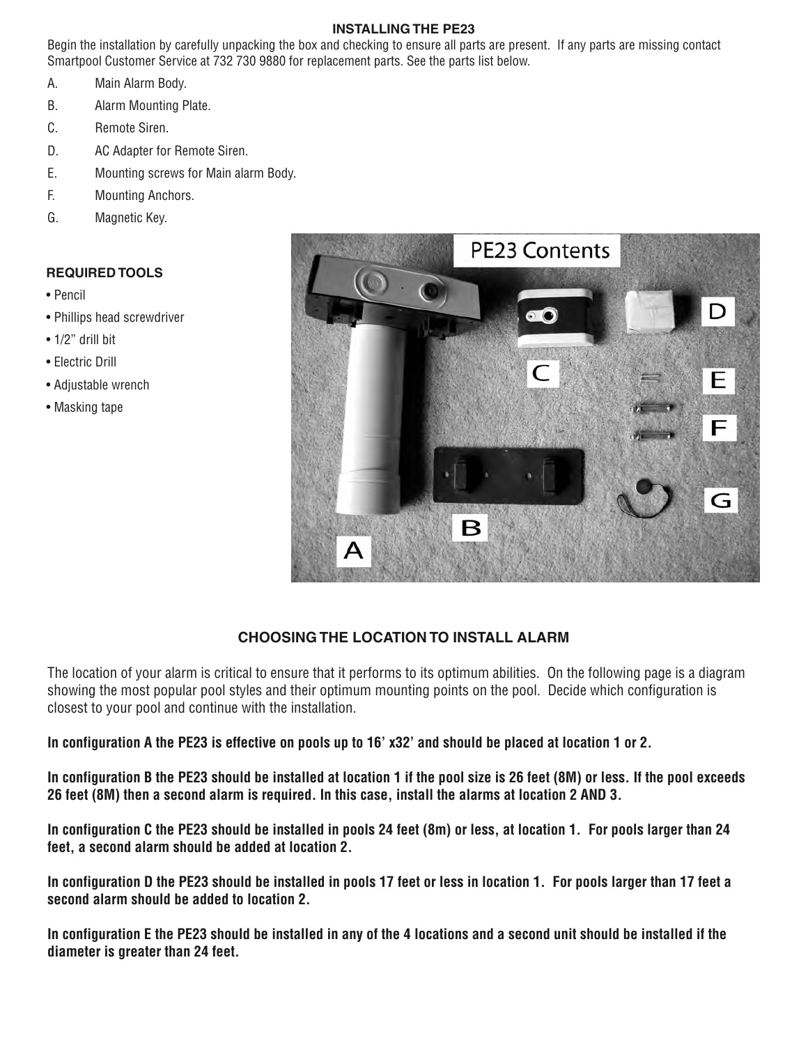## INSTALLING THE PE23

Begin the installation by carefully unpacking the box and checking to ensure all parts are present. If any parts are missing contact Smartpool Customer Service at 732 730 9880 for replacement parts. See the parts list below.

A. Main Alarm Body.

B. Alarm Mounting Plate.

C. Remote Siren.

D. AC Adapter for Remote Siren.

E. Mounting screws for Main alarm Body.

F. Mounting Anchors.

G. Magnetic Key.

**REQUIRED TOOLS**

- Pencil
- Phillips head screwdriver
- 1/2" drill bit
- Electric Drill
- Adjustable wrench
- Masking tape

## CHOOSING THE LOCATION TO INSTALL ALARM

The location of your alarm is critical to ensure that it performs to its optimum abilities. On the following page is a diagram showing the most popular pool styles and their optimum mounting points on the pool. Decide which configuration is closest to your pool and continue with the installation.

**In configuration A the PE23 is effective on pools up to 16' x32' and should be placed at location 1 or 2.**

**In configuration B the PE23 should be installed at location 1 if the pool size is 26 feet (8M) or less. If the pool exceeds 26 feet (8M) then a second alarm is required. In this case, install the alarms at location 2 AND 3.**

**In configuration C the PE23 should be installed in pools 24 feet (8m) or less, at location 1. For pools larger than 24 feet, a second alarm should be added at location 2.**

**In configuration D the PE23 should be installed in pools 17 feet or less in location 1. For pools larger than 17 feet a second alarm should be added to location 2.**

**In configuration E the PE23 should be installed in any of the 4 locations and a second unit should be installed if the diameter is greater than 24 feet.**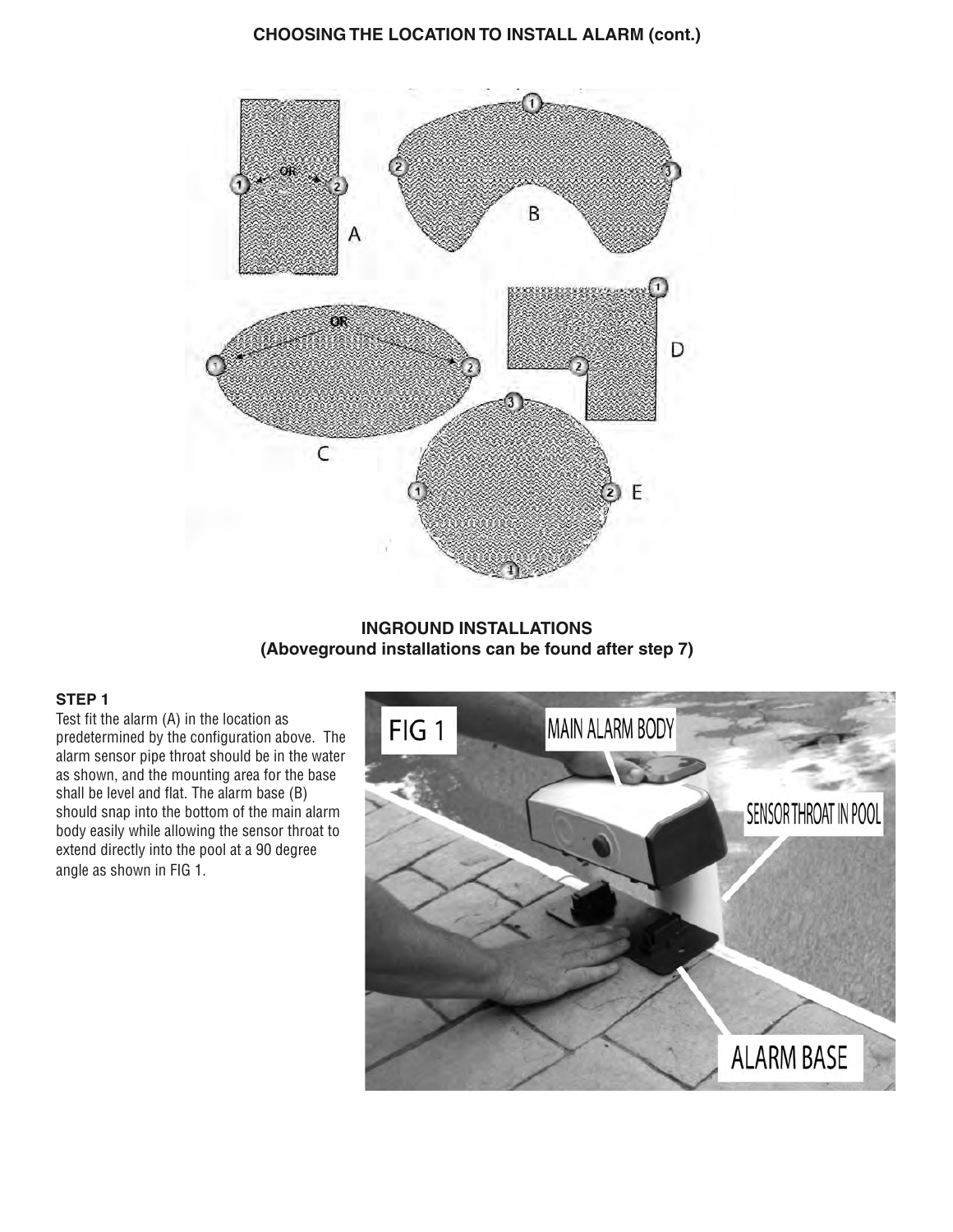## CHOOSING THE LOCATION TO INSTALL ALARM (cont.)

## INGROUND INSTALLATIONS
## (Aboveground installations can be found after step 7)

### STEP 1

Test fit the alarm (A) in the location as predetermined by the configuration above. The alarm sensor pipe throat should be in the water as shown, and the mounting area for the base shall be level and flat. The alarm base (B) should snap into the bottom of the main alarm body easily while allowing the sensor throat to extend directly into the pool at a 90 degree angle as shown in FIG 1.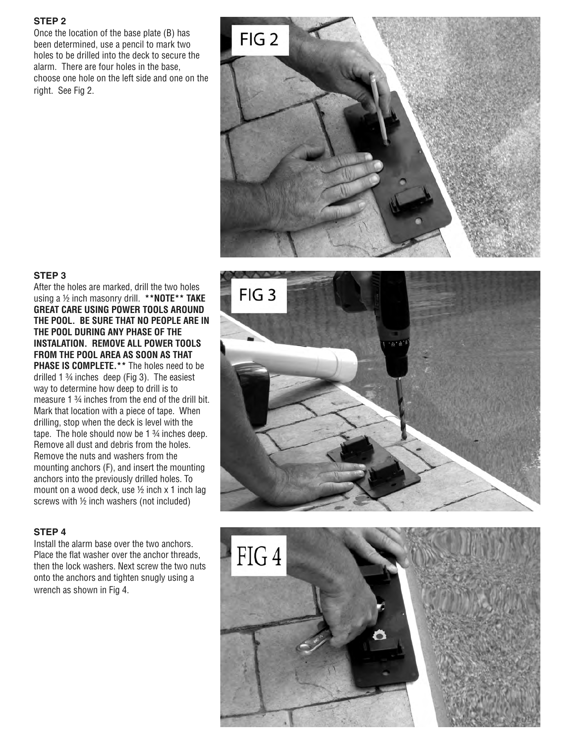**STEP 2**

Once the location of the base plate (B) has been determined, use a pencil to mark two holes to be drilled into the deck to secure the alarm. There are four holes in the base, choose one hole on the left side and one on the right. See Fig 2.

FIG 2

**STEP 3**

After the holes are marked, drill the two holes using a ½ inch masonry drill. **\*\*NOTE\*\* TAKE GREAT CARE USING POWER TOOLS AROUND THE POOL. BE SURE THAT NO PEOPLE ARE IN THE POOL DURING ANY PHASE OF THE INSTALATION. REMOVE ALL POWER TOOLS FROM THE POOL AREA AS SOON AS THAT PHASE IS COMPLETE.\*\*** The holes need to be drilled 1 ¾ inches deep (Fig 3). The easiest way to determine how deep to drill is to measure 1 ¾ inches from the end of the drill bit. Mark that location with a piece of tape. When drilling, stop when the deck is level with the tape. The hole should now be 1 ¾ inches deep. Remove all dust and debris from the holes. Remove the nuts and washers from the mounting anchors (F), and insert the mounting anchors into the previously drilled holes. To mount on a wood deck, use ½ inch x 1 inch lag screws with ½ inch washers (not included)

FIG 3

**STEP 4**

Install the alarm base over the two anchors. Place the flat washer over the anchor threads, then the lock washers. Next screw the two nuts onto the anchors and tighten snugly using a wrench as shown in Fig 4.

FIG 4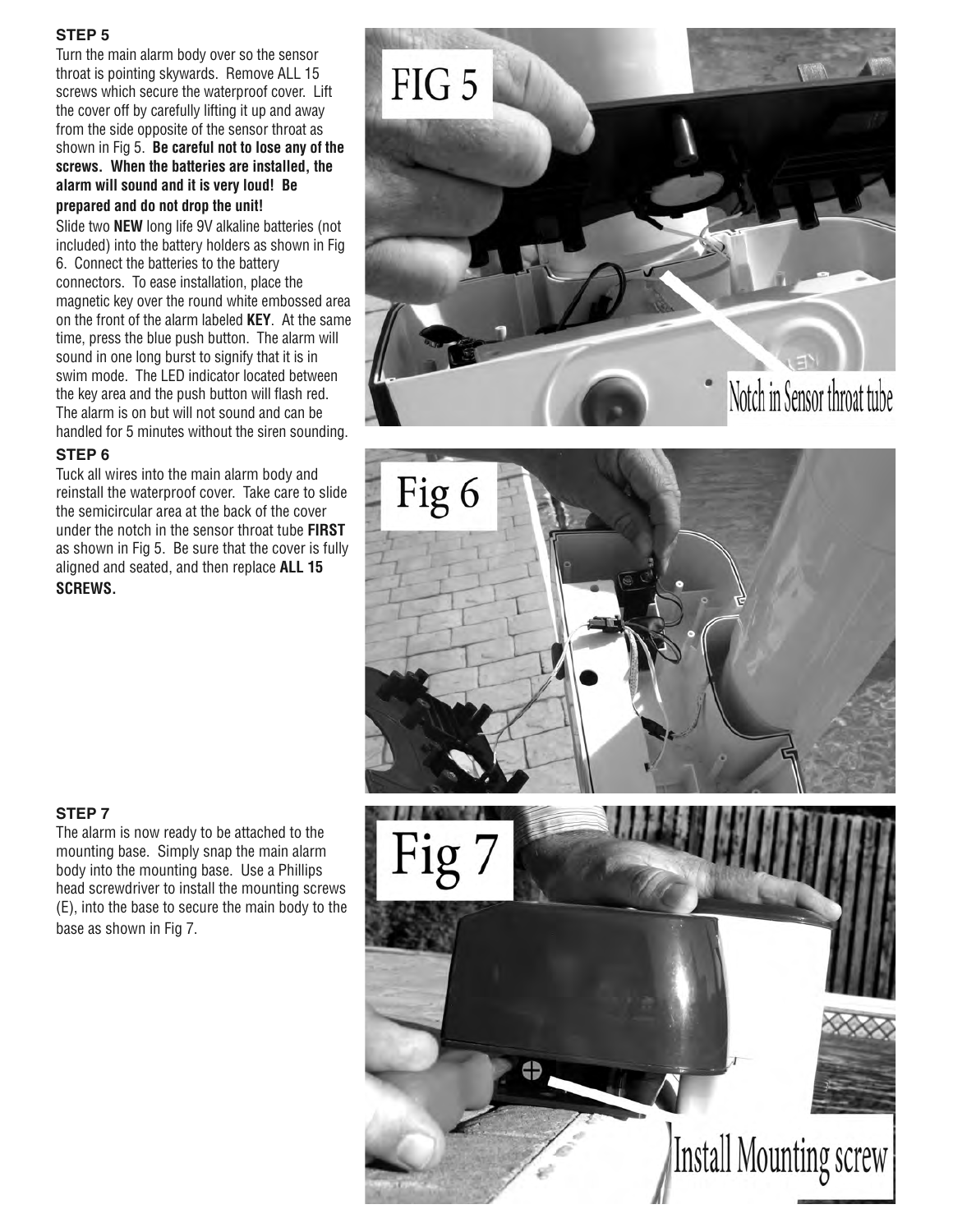### STEP 5

Turn the main alarm body over so the sensor throat is pointing skywards. Remove ALL 15 screws which secure the waterproof cover. Lift the cover off by carefully lifting it up and away from the side opposite of the sensor throat as shown in Fig 5. **Be careful not to lose any of the screws. When the batteries are installed, the alarm will sound and it is very loud! Be prepared and do not drop the unit!**

Slide two **NEW** long life 9V alkaline batteries (not included) into the battery holders as shown in Fig 6. Connect the batteries to the battery connectors. To ease installation, place the magnetic key over the round white embossed area on the front of the alarm labeled **KEY**. At the same time, press the blue push button. The alarm will sound in one long burst to signify that it is in swim mode. The LED indicator located between the key area and the push button will flash red. The alarm is on but will not sound and can be handled for 5 minutes without the siren sounding.

### STEP 6

Tuck all wires into the main alarm body and reinstall the waterproof cover. Take care to slide the semicircular area at the back of the cover under the notch in the sensor throat tube **FIRST** as shown in Fig 5. Be sure that the cover is fully aligned and seated, and then replace **ALL 15 SCREWS.**

### STEP 7

The alarm is now ready to be attached to the mounting base. Simply snap the main alarm body into the mounting base. Use a Phillips head screwdriver to install the mounting screws (E), into the base to secure the main body to the base as shown in Fig 7.

FIG 5

Notch in Sensor throat tube

Fig 6

Fig 7

Install Mounting screw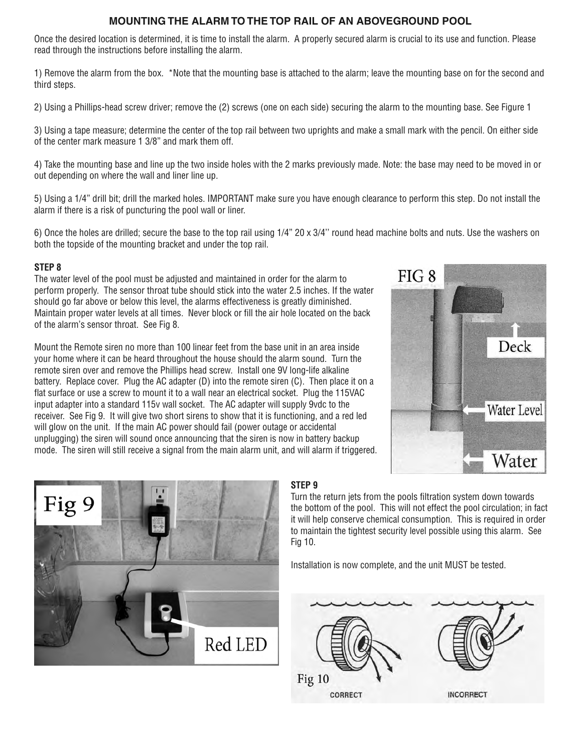## MOUNTING THE ALARM TO THE TOP RAIL OF AN ABOVEGROUND POOL

Once the desired location is determined, it is time to install the alarm. A properly secured alarm is crucial to its use and function. Please read through the instructions before installing the alarm.

1) Remove the alarm from the box. *Note that the mounting base is attached to the alarm; leave the mounting base on for the second and third steps.

2) Using a Phillips-head screw driver; remove the (2) screws (one on each side) securing the alarm to the mounting base. See Figure 1

3) Using a tape measure; determine the center of the top rail between two uprights and make a small mark with the pencil. On either side of the center mark measure 1 3/8" and mark them off.

4) Take the mounting base and line up the two inside holes with the 2 marks previously made. Note: the base may need to be moved in or out depending on where the wall and liner line up.

5) Using a 1/4" drill bit; drill the marked holes. IMPORTANT make sure you have enough clearance to perform this step. Do not install the alarm if there is a risk of puncturing the pool wall or liner.

6) Once the holes are drilled; secure the base to the top rail using 1/4" 20 x 3/4'' round head machine bolts and nuts. Use the washers on both the topside of the mounting bracket and under the top rail.

**STEP 8**

The water level of the pool must be adjusted and maintained in order for the alarm to perform properly. The sensor throat tube should stick into the water 2.5 inches. If the water should go far above or below this level, the alarms effectiveness is greatly diminished. Maintain proper water levels at all times. Never block or fill the air hole located on the back of the alarm's sensor throat. See Fig 8.

Mount the Remote siren no more than 100 linear feet from the base unit in an area inside your home where it can be heard throughout the house should the alarm sound. Turn the remote siren over and remove the Phillips head screw. Install one 9V long-life alkaline battery. Replace cover. Plug the AC adapter (D) into the remote siren (C). Then place it on a flat surface or use a screw to mount it to a wall near an electrical socket. Plug the 115VAC input adapter into a standard 115v wall socket. The AC adapter will supply 9vdc to the receiver. See Fig 9. It will give two short sirens to show that it is functioning, and a red led will glow on the unit. If the main AC power should fail (power outage or accidental unplugging) the siren will sound once announcing that the siren is now in battery backup mode. The siren will still receive a signal from the main alarm unit, and will alarm if triggered.

FIG 8

Fig 9

**STEP 9**

Turn the return jets from the pools filtration system down towards the bottom of the pool. This will not effect the pool circulation; in fact it will help conserve chemical consumption. This is required in order to maintain the tightest security level possible using this alarm. See Fig 10.

Installation is now complete, and the unit MUST be tested.

Fig 10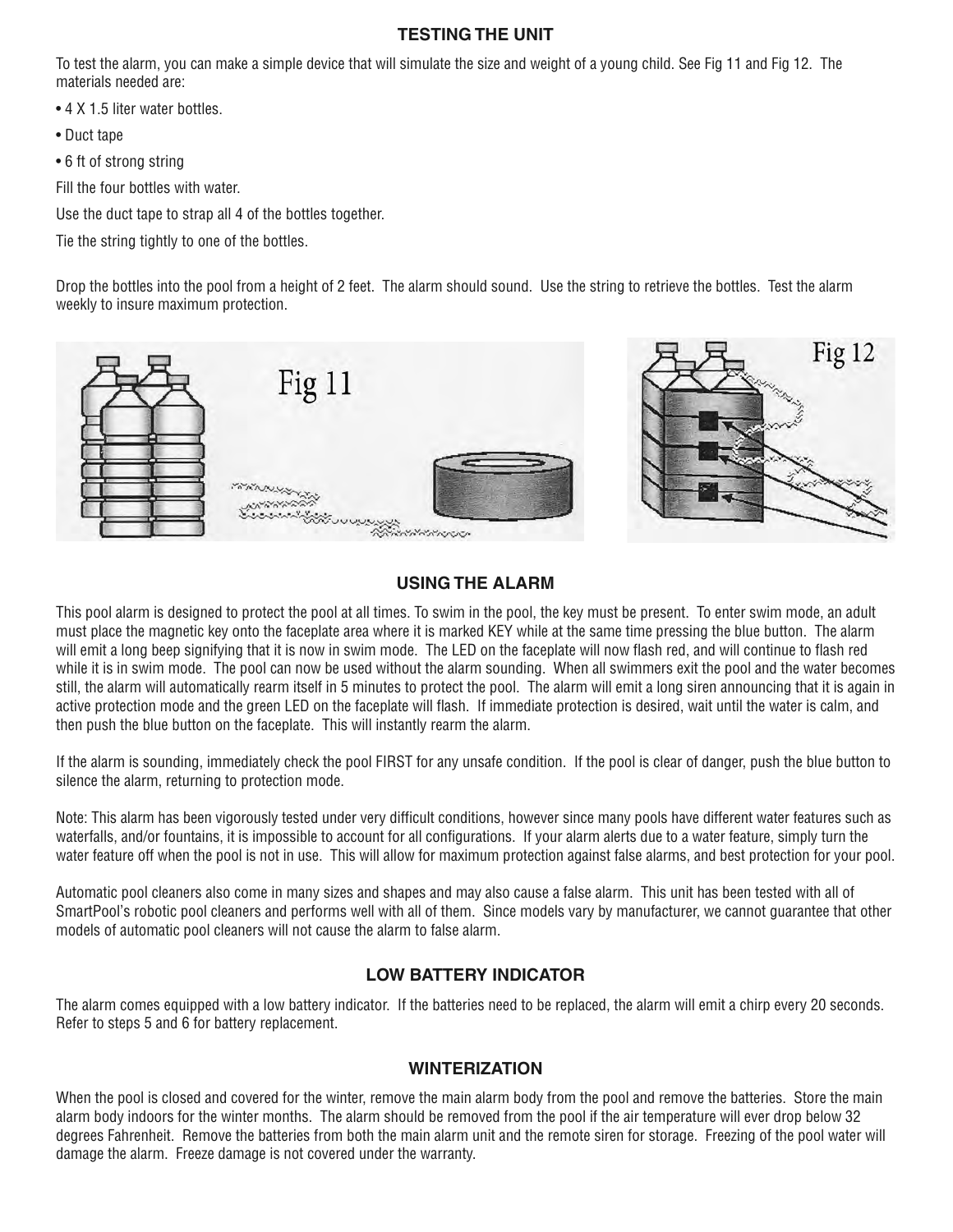## TESTING THE UNIT

To test the alarm, you can make a simple device that will simulate the size and weight of a young child. See Fig 11 and Fig 12. The materials needed are:

- 4 X 1.5 liter water bottles.
- Duct tape
- 6 ft of strong string

Fill the four bottles with water.

Use the duct tape to strap all 4 of the bottles together.

Tie the string tightly to one of the bottles.

Drop the bottles into the pool from a height of 2 feet. The alarm should sound. Use the string to retrieve the bottles. Test the alarm weekly to insure maximum protection.

Fig 11

Fig 12

## USING THE ALARM

This pool alarm is designed to protect the pool at all times. To swim in the pool, the key must be present. To enter swim mode, an adult must place the magnetic key onto the faceplate area where it is marked KEY while at the same time pressing the blue button. The alarm will emit a long beep signifying that it is now in swim mode. The LED on the faceplate will now flash red, and will continue to flash red while it is in swim mode. The pool can now be used without the alarm sounding. When all swimmers exit the pool and the water becomes still, the alarm will automatically rearm itself in 5 minutes to protect the pool. The alarm will emit a long siren announcing that it is again in active protection mode and the green LED on the faceplate will flash. If immediate protection is desired, wait until the water is calm, and then push the blue button on the faceplate. This will instantly rearm the alarm.

If the alarm is sounding, immediately check the pool FIRST for any unsafe condition. If the pool is clear of danger, push the blue button to silence the alarm, returning to protection mode.

Note: This alarm has been vigorously tested under very difficult conditions, however since many pools have different water features such as waterfalls, and/or fountains, it is impossible to account for all configurations. If your alarm alerts due to a water feature, simply turn the water feature off when the pool is not in use. This will allow for maximum protection against false alarms, and best protection for your pool.

Automatic pool cleaners also come in many sizes and shapes and may also cause a false alarm. This unit has been tested with all of SmartPool's robotic pool cleaners and performs well with all of them. Since models vary by manufacturer, we cannot guarantee that other models of automatic pool cleaners will not cause the alarm to false alarm.

## LOW BATTERY INDICATOR

The alarm comes equipped with a low battery indicator. If the batteries need to be replaced, the alarm will emit a chirp every 20 seconds. Refer to steps 5 and 6 for battery replacement.

## WINTERIZATION

When the pool is closed and covered for the winter, remove the main alarm body from the pool and remove the batteries. Store the main alarm body indoors for the winter months. The alarm should be removed from the pool if the air temperature will ever drop below 32 degrees Fahrenheit. Remove the batteries from both the main alarm unit and the remote siren for storage. Freezing of the pool water will damage the alarm. Freeze damage is not covered under the warranty.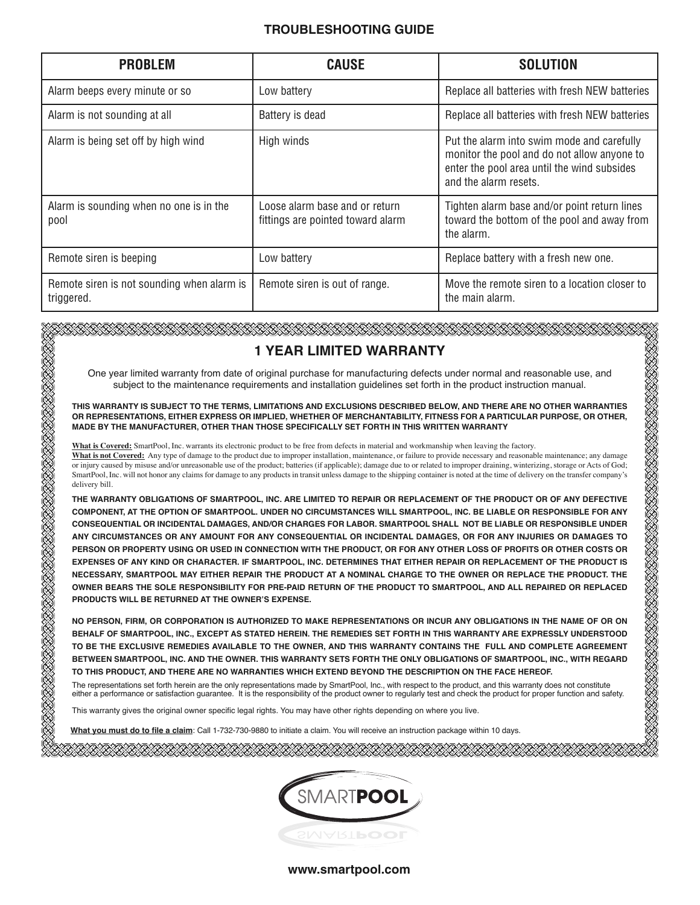## TROUBLESHOOTING GUIDE

| PROBLEM | CAUSE | SOLUTION |
|---|---|---|
| Alarm beeps every minute or so | Low battery | Replace all batteries with fresh NEW batteries |
| Alarm is not sounding at all | Battery is dead | Replace all batteries with fresh NEW batteries |
| Alarm is being set off by high wind | High winds | Put the alarm into swim mode and carefully monitor the pool and do not allow anyone to enter the pool area until the wind subsides and the alarm resets. |
| Alarm is sounding when no one is in the pool | Loose alarm base and or return fittings are pointed toward alarm | Tighten alarm base and/or point return lines toward the bottom of the pool and away from the alarm. |
| Remote siren is beeping | Low battery | Replace battery with a fresh new one. |
| Remote siren is not sounding when alarm is triggered. | Remote siren is out of range. | Move the remote siren to a location closer to the main alarm. |

## 1 YEAR LIMITED WARRANTY

One year limited warranty from date of original purchase for manufacturing defects under normal and reasonable use, and subject to the maintenance requirements and installation guidelines set forth in the product instruction manual.

**THIS WARRANTY IS SUBJECT TO THE TERMS, LIMITATIONS AND EXCLUSIONS DESCRIBED BELOW, AND THERE ARE NO OTHER WARRANTIES OR REPRESENTATIONS, EITHER EXPRESS OR IMPLIED, WHETHER OF MERCHANTABILITY, FITNESS FOR A PARTICULAR PURPOSE, OR OTHER, MADE BY THE MANUFACTURER, OTHER THAN THOSE SPECIFICALLY SET FORTH IN THIS WRITTEN WARRANTY**

**What is Covered:** SmartPool, Inc. warrants its electronic product to be free from defects in material and workmanship when leaving the factory.

**What is not Covered:** Any type of damage to the product due to improper installation, maintenance, or failure to provide necessary and reasonable maintenance; any damage or injury caused by misuse and/or unreasonable use of the product; batteries (if applicable); damage due to or related to improper draining, winterizing, storage or Acts of God; SmartPool, Inc. will not honor any claims for damage to any products in transit unless damage to the shipping container is noted at the time of delivery on the transfer company's delivery bill.

**THE WARRANTY OBLIGATIONS OF SMARTPOOL, INC. ARE LIMITED TO REPAIR OR REPLACEMENT OF THE PRODUCT OR OF ANY DEFECTIVE COMPONENT, AT THE OPTION OF SMARTPOOL. UNDER NO CIRCUMSTANCES WILL SMARTPOOL, INC. BE LIABLE OR RESPONSIBLE FOR ANY CONSEQUENTIAL OR INCIDENTAL DAMAGES, AND/OR CHARGES FOR LABOR. SMARTPOOL SHALL NOT BE LIABLE OR RESPONSIBLE UNDER ANY CIRCUMSTANCES OR ANY AMOUNT FOR ANY CONSEQUENTIAL OR INCIDENTAL DAMAGES, OR FOR ANY INJURIES OR DAMAGES TO PERSON OR PROPERTY USING OR USED IN CONNECTION WITH THE PRODUCT, OR FOR ANY OTHER LOSS OF PROFITS OR OTHER COSTS OR EXPENSES OF ANY KIND OR CHARACTER. IF SMARTPOOL, INC. DETERMINES THAT EITHER REPAIR OR REPLACEMENT OF THE PRODUCT IS NECESSARY, SMARTPOOL MAY EITHER REPAIR THE PRODUCT AT A NOMINAL CHARGE TO THE OWNER OR REPLACE THE PRODUCT. THE OWNER BEARS THE SOLE RESPONSIBILITY FOR PRE-PAID RETURN OF THE PRODUCT TO SMARTPOOL, AND ALL REPAIRED OR REPLACED PRODUCTS WILL BE RETURNED AT THE OWNER'S EXPENSE.**

**NO PERSON, FIRM, OR CORPORATION IS AUTHORIZED TO MAKE REPRESENTATIONS OR INCUR ANY OBLIGATIONS IN THE NAME OF OR ON BEHALF OF SMARTPOOL, INC., EXCEPT AS STATED HEREIN. THE REMEDIES SET FORTH IN THIS WARRANTY ARE EXPRESSLY UNDERSTOOD TO BE THE EXCLUSIVE REMEDIES AVAILABLE TO THE OWNER, AND THIS WARRANTY CONTAINS THE FULL AND COMPLETE AGREEMENT BETWEEN SMARTPOOL, INC. AND THE OWNER. THIS WARRANTY SETS FORTH THE ONLY OBLIGATIONS OF SMARTPOOL, INC., WITH REGARD TO THIS PRODUCT, AND THERE ARE NO WARRANTIES WHICH EXTEND BEYOND THE DESCRIPTION ON THE FACE HEREOF.**

The representations set forth herein are the only representations made by SmartPool, Inc., with respect to the product, and this warranty does not constitute either a performance or satisfaction guarantee. It is the responsibility of the product owner to regularly test and check the product for proper function and safety.

This warranty gives the original owner specific legal rights. You may have other rights depending on where you live.

**What you must do to file a claim**: Call 1-732-730-9880 to initiate a claim. You will receive an instruction package within 10 days.

SMARTPOOL

**www.smartpool.com**